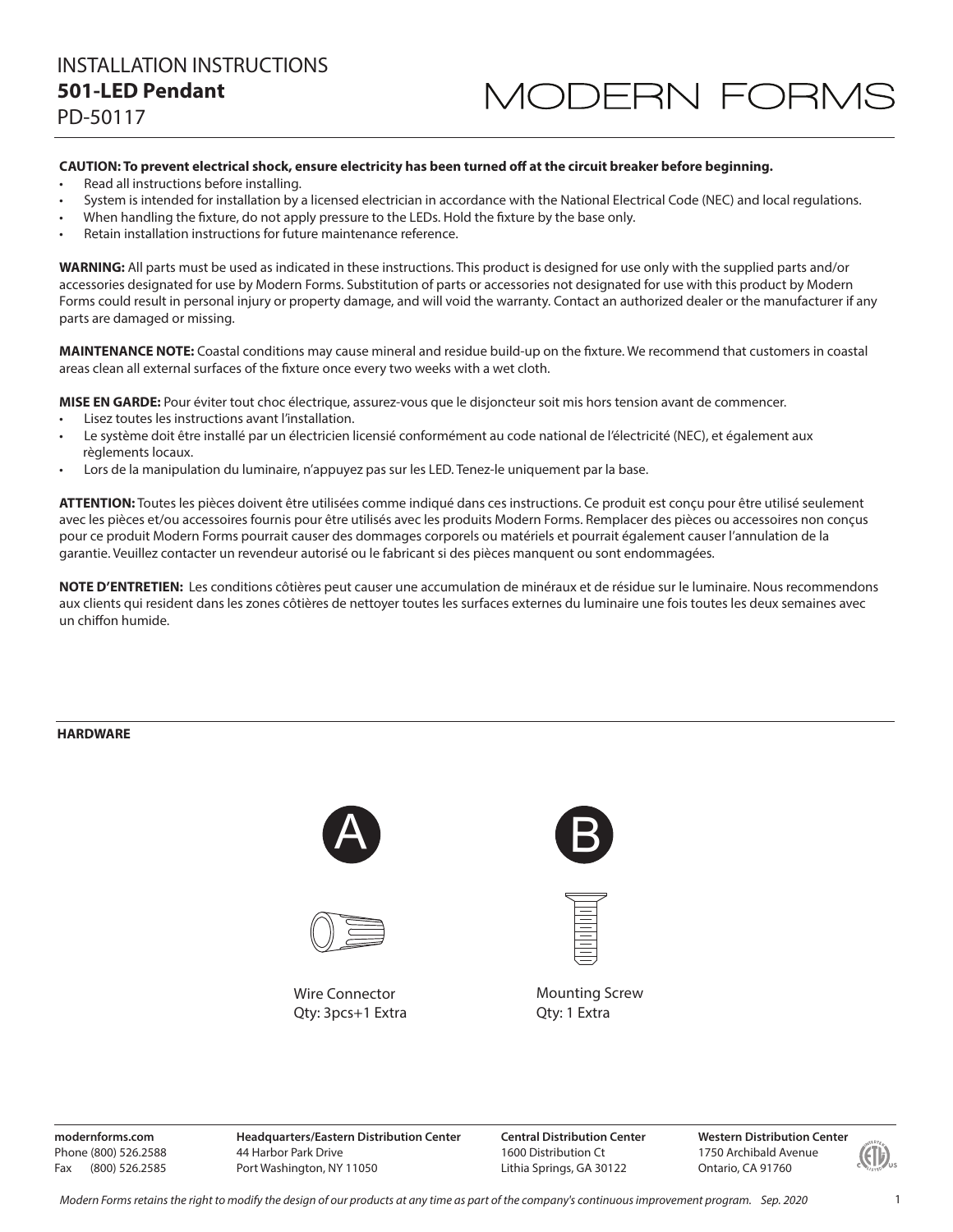# INSTALLATION INSTRUCTIONS

## 501-LED Pendant

PD-50117

MODERN FORMS

**CAUTION: To prevent electrical shock, ensure electricity has been turned off at the circuit breaker before beginning.**

- Read all instructions before installing.
- System is intended for installation by a licensed electrician in accordance with the National Electrical Code (NEC) and local regulations.
- When handling the fixture, do not apply pressure to the LEDs. Hold the fixture by the base only.
- Retain installation instructions for future maintenance reference.

**WARNING:** All parts must be used as indicated in these instructions. This product is designed for use only with the supplied parts and/or accessories designated for use by Modern Forms. Substitution of parts or accessories not designated for use with this product by Modern Forms could result in personal injury or property damage, and will void the warranty. Contact an authorized dealer or the manufacturer if any parts are damaged or missing.

**MAINTENANCE NOTE:** Coastal conditions may cause mineral and residue build-up on the fixture. We recommend that customers in coastal areas clean all external surfaces of the fixture once every two weeks with a wet cloth.

**MISE EN GARDE:** Pour éviter tout choc électrique, assurez-vous que le disjoncteur soit mis hors tension avant de commencer.

- Lisez toutes les instructions avant l'installation.
- Le système doit être installé par un électricien licensié conformément au code national de l'électricité (NEC), et également aux règlements locaux.
- Lors de la manipulation du luminaire, n'appuyez pas sur les LED. Tenez-le uniquement par la base.

**ATTENTION:** Toutes les pièces doivent être utilisées comme indiqué dans ces instructions. Ce produit est conçu pour être utilisé seulement avec les pièces et/ou accessoires fournis pour être utilisés avec les produits Modern Forms. Remplacer des pièces ou accessoires non conçus pour ce produit Modern Forms pourrait causer des dommages corporels ou matériels et pourrait également causer l'annulation de la garantie. Veuillez contacter un revendeur autorisé ou le fabricant si des pièces manquent ou sont endommagées.

**NOTE D'ENTRETIEN:** Les conditions côtières peut causer une accumulation de minéraux et de résidue sur le luminaire. Nous recommendons aux clients qui resident dans les zones côtières de nettoyer toutes les surfaces externes du luminaire une fois toutes les deux semaines avec un chiffon humide.

## HARDWARE

**A**

Wire Connector
Qty: 3pcs+1 Extra

**B**

Mounting Screw
Qty: 1 Extra

**modernforms.com**
Phone (800) 526.2588
Fax (800) 526.2585

**Headquarters/Eastern Distribution Center**
44 Harbor Park Drive
Port Washington, NY 11050

**Central Distribution Center**
1600 Distribution Ct
Lithia Springs, GA 30122

**Western Distribution Center**
1750 Archibald Avenue
Ontario, CA 91760

*Modern Forms retains the right to modify the design of our products at any time as part of the company's continuous improvement program. Sep. 2020*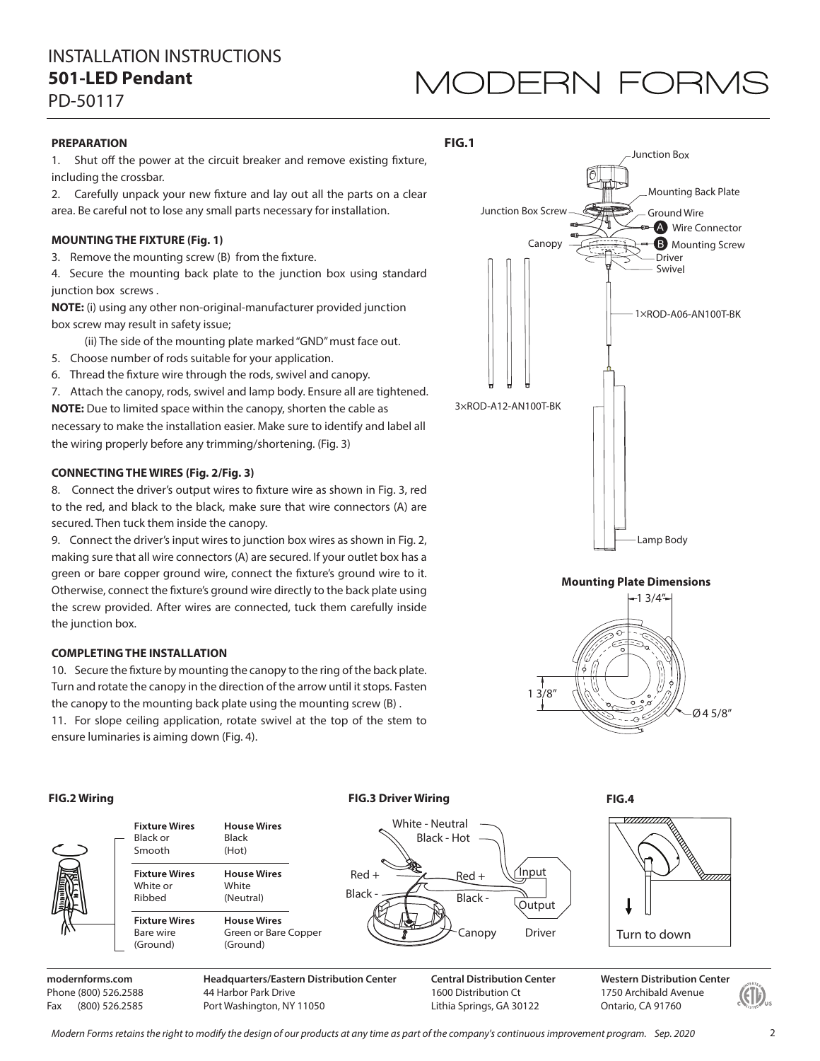INSTALLATION INSTRUCTIONS
# 501-LED Pendant
PD-50117

MODERN FORMS

### PREPARATION

1. Shut off the power at the circuit breaker and remove existing fixture, including the crossbar.
2. Carefully unpack your new fixture and lay out all the parts on a clear area. Be careful not to lose any small parts necessary for installation.

### MOUNTING THE FIXTURE (Fig. 1)

3. Remove the mounting screw (B) from the fixture.
4. Secure the mounting back plate to the junction box using standard junction box screws .

**NOTE:** (i) using any other non-original-manufacturer provided junction box screw may result in safety issue;

(ii) The side of the mounting plate marked "GND" must face out.

5. Choose number of rods suitable for your application.
6. Thread the fixture wire through the rods, swivel and canopy.
7. Attach the canopy, rods, swivel and lamp body. Ensure all are tightened.

**NOTE:** Due to limited space within the canopy, shorten the cable as necessary to make the installation easier. Make sure to identify and label all the wiring properly before any trimming/shortening. (Fig. 3)

### CONNECTING THE WIRES (Fig. 2/Fig. 3)

8. Connect the driver's output wires to fixture wire as shown in Fig. 3, red to the red, and black to the black, make sure that wire connectors (A) are secured. Then tuck them inside the canopy.
9. Connect the driver's input wires to junction box wires as shown in Fig. 2, making sure that all wire connectors (A) are secured. If your outlet box has a green or bare copper ground wire, connect the fixture's ground wire to it. Otherwise, connect the fixture's ground wire directly to the back plate using the screw provided. After wires are connected, tuck them carefully inside the junction box.

### COMPLETING THE INSTALLATION

10. Secure the fixture by mounting the canopy to the ring of the back plate. Turn and rotate the canopy in the direction of the arrow until it stops. Fasten the canopy to the mounting back plate using the mounting screw (B) .
11. For slope ceiling application, rotate swivel at the top of the stem to ensure luminaries is aiming down (Fig. 4).

**FIG.1**

Junction Box
Mounting Back Plate
Junction Box Screw
Ground Wire
A Wire Connector
Canopy
B Mounting Screw
Driver
Swivel
1×ROD-A06-AN100T-BK
3×ROD-A12-AN100T-BK
Lamp Body

**Mounting Plate Dimensions**

1 3/4"
1 3/8"
Ø 4 5/8"

**FIG.2 Wiring**

| Fixture Wires | House Wires |
|---|---|
| Black or Smooth | Black (Hot) |
| **Fixture Wires** White or Ribbed | **House Wires** White (Neutral) |
| **Fixture Wires** Bare wire (Ground) | **House Wires** Green or Bare Copper (Ground) |

**FIG.3 Driver Wiring**

White - Neutral
Black - Hot
Red +
Black -
Red +
Black -
Input
Output
Canopy
Driver

**FIG.4**

Turn to down

**modernforms.com**
Phone (800) 526.2588
Fax (800) 526.2585

**Headquarters/Eastern Distribution Center**
44 Harbor Park Drive
Port Washington, NY 11050

**Central Distribution Center**
1600 Distribution Ct
Lithia Springs, GA 30122

**Western Distribution Center**
1750 Archibald Avenue
Ontario, CA 91760

*Modern Forms retains the right to modify the design of our products at any time as part of the company's continuous improvement program. Sep. 2020*